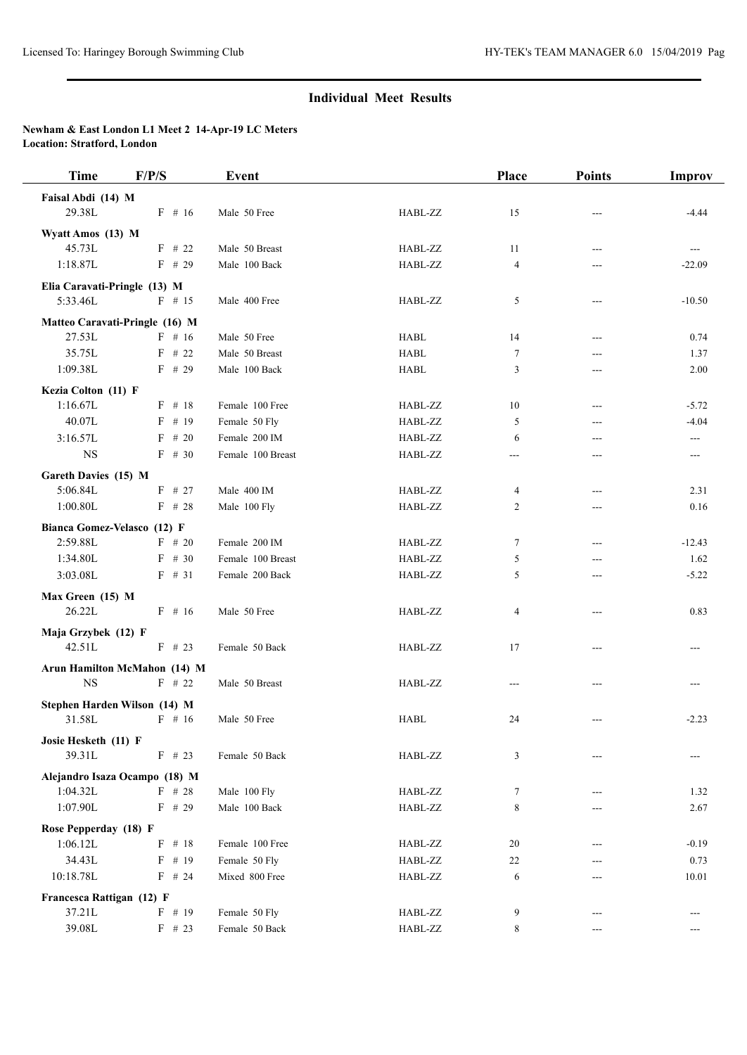## Individual Meet Results

**Newham & East London L1 Meet 2 14-Apr-19 LC Meters**
**Location: Stratford, London**

| Time | F/P/S | Event | | Place | Points | Improv |
|---|---|---|---|---|---|---|
| **Faisal Abdi (14) M** | | | | | | |
| 29.38L | F # 16 | Male 50 Free | HABL-ZZ | 15 | --- | -4.44 |
| **Wyatt Amos (13) M** | | | | | | |
| 45.73L | F # 22 | Male 50 Breast | HABL-ZZ | 11 | --- | --- |
| 1:18.87L | F # 29 | Male 100 Back | HABL-ZZ | 4 | --- | -22.09 |
| **Elia Caravati-Pringle (13) M** | | | | | | |
| 5:33.46L | F # 15 | Male 400 Free | HABL-ZZ | 5 | --- | -10.50 |
| **Matteo Caravati-Pringle (16) M** | | | | | | |
| 27.53L | F # 16 | Male 50 Free | HABL | 14 | --- | 0.74 |
| 35.75L | F # 22 | Male 50 Breast | HABL | 7 | --- | 1.37 |
| 1:09.38L | F # 29 | Male 100 Back | HABL | 3 | --- | 2.00 |
| **Kezia Colton (11) F** | | | | | | |
| 1:16.67L | F # 18 | Female 100 Free | HABL-ZZ | 10 | --- | -5.72 |
| 40.07L | F # 19 | Female 50 Fly | HABL-ZZ | 5 | --- | -4.04 |
| 3:16.57L | F # 20 | Female 200 IM | HABL-ZZ | 6 | --- | --- |
| NS | F # 30 | Female 100 Breast | HABL-ZZ | --- | --- | --- |
| **Gareth Davies (15) M** | | | | | | |
| 5:06.84L | F # 27 | Male 400 IM | HABL-ZZ | 4 | --- | 2.31 |
| 1:00.80L | F # 28 | Male 100 Fly | HABL-ZZ | 2 | --- | 0.16 |
| **Bianca Gomez-Velasco (12) F** | | | | | | |
| 2:59.88L | F # 20 | Female 200 IM | HABL-ZZ | 7 | --- | -12.43 |
| 1:34.80L | F # 30 | Female 100 Breast | HABL-ZZ | 5 | --- | 1.62 |
| 3:03.08L | F # 31 | Female 200 Back | HABL-ZZ | 5 | --- | -5.22 |
| **Max Green (15) M** | | | | | | |
| 26.22L | F # 16 | Male 50 Free | HABL-ZZ | 4 | --- | 0.83 |
| **Maja Grzybek (12) F** | | | | | | |
| 42.51L | F # 23 | Female 50 Back | HABL-ZZ | 17 | --- | --- |
| **Arun Hamilton McMahon (14) M** | | | | | | |
| NS | F # 22 | Male 50 Breast | HABL-ZZ | --- | --- | --- |
| **Stephen Harden Wilson (14) M** | | | | | | |
| 31.58L | F # 16 | Male 50 Free | HABL | 24 | --- | -2.23 |
| **Josie Hesketh (11) F** | | | | | | |
| 39.31L | F # 23 | Female 50 Back | HABL-ZZ | 3 | --- | --- |
| **Alejandro Isaza Ocampo (18) M** | | | | | | |
| 1:04.32L | F # 28 | Male 100 Fly | HABL-ZZ | 7 | --- | 1.32 |
| 1:07.90L | F # 29 | Male 100 Back | HABL-ZZ | 8 | --- | 2.67 |
| **Rose Pepperday (18) F** | | | | | | |
| 1:06.12L | F # 18 | Female 100 Free | HABL-ZZ | 20 | --- | -0.19 |
| 34.43L | F # 19 | Female 50 Fly | HABL-ZZ | 22 | --- | 0.73 |
| 10:18.78L | F # 24 | Mixed 800 Free | HABL-ZZ | 6 | --- | 10.01 |
| **Francesca Rattigan (12) F** | | | | | | |
| 37.21L | F # 19 | Female 50 Fly | HABL-ZZ | 9 | --- | --- |
| 39.08L | F # 23 | Female 50 Back | HABL-ZZ | 8 | --- | --- |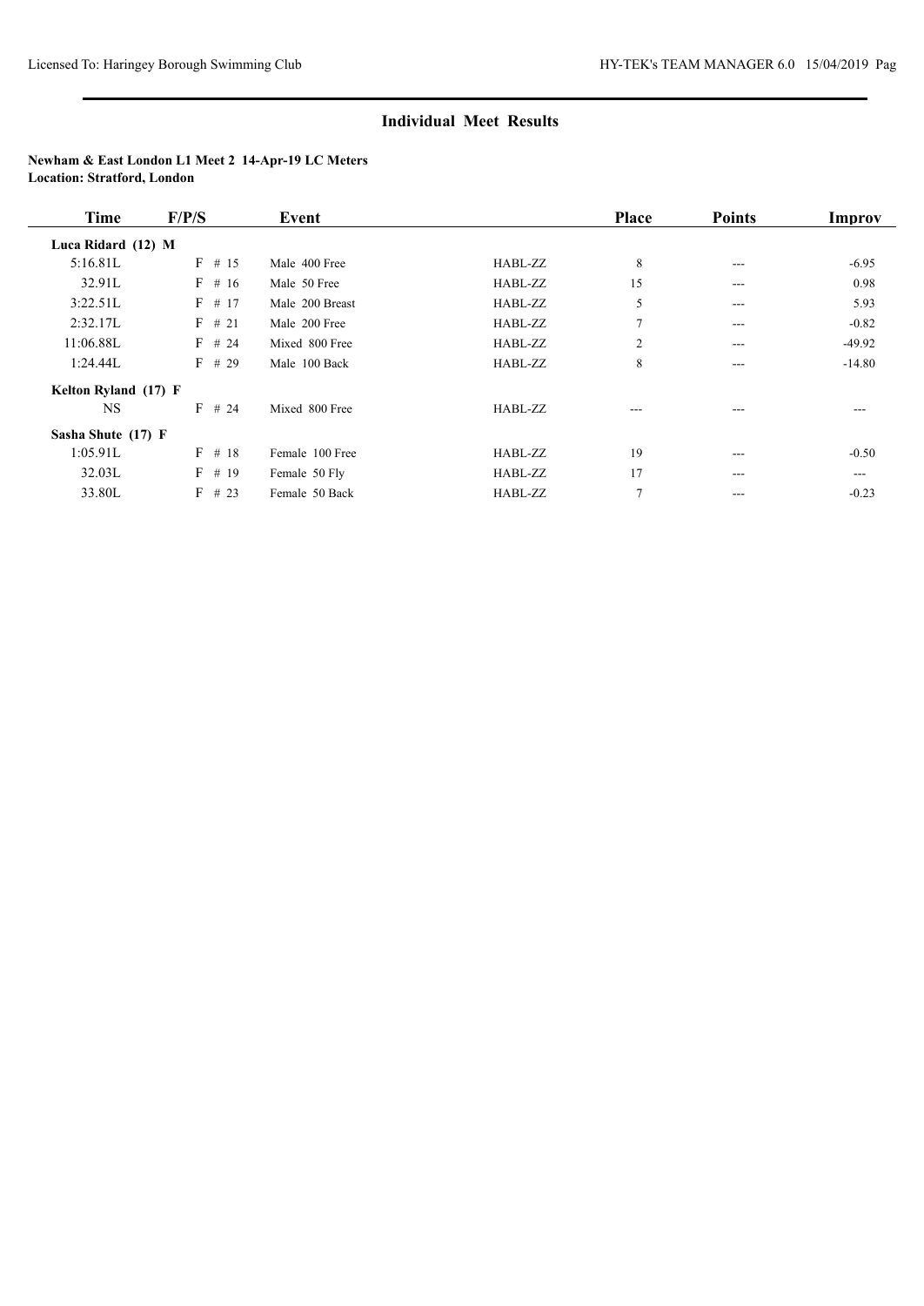## Individual Meet Results

**Newham & East London L1 Meet 2 14-Apr-19 LC Meters**
**Location: Stratford, London**

| Time | F/P/S | Event | | Place | Points | Improv |
|---|---|---|---|---|---|---|
| **Luca Ridard (12) M** | | | | | | |
| 5:16.81L | F # 15 | Male 400 Free | HABL-ZZ | 8 | --- | -6.95 |
| 32.91L | F # 16 | Male 50 Free | HABL-ZZ | 15 | --- | 0.98 |
| 3:22.51L | F # 17 | Male 200 Breast | HABL-ZZ | 5 | --- | 5.93 |
| 2:32.17L | F # 21 | Male 200 Free | HABL-ZZ | 7 | --- | -0.82 |
| 11:06.88L | F # 24 | Mixed 800 Free | HABL-ZZ | 2 | --- | -49.92 |
| 1:24.44L | F # 29 | Male 100 Back | HABL-ZZ | 8 | --- | -14.80 |
| **Kelton Ryland (17) F** | | | | | | |
| NS | F # 24 | Mixed 800 Free | HABL-ZZ | --- | --- | --- |
| **Sasha Shute (17) F** | | | | | | |
| 1:05.91L | F # 18 | Female 100 Free | HABL-ZZ | 19 | --- | -0.50 |
| 32.03L | F # 19 | Female 50 Fly | HABL-ZZ | 17 | --- | --- |
| 33.80L | F # 23 | Female 50 Back | HABL-ZZ | 7 | --- | -0.23 |